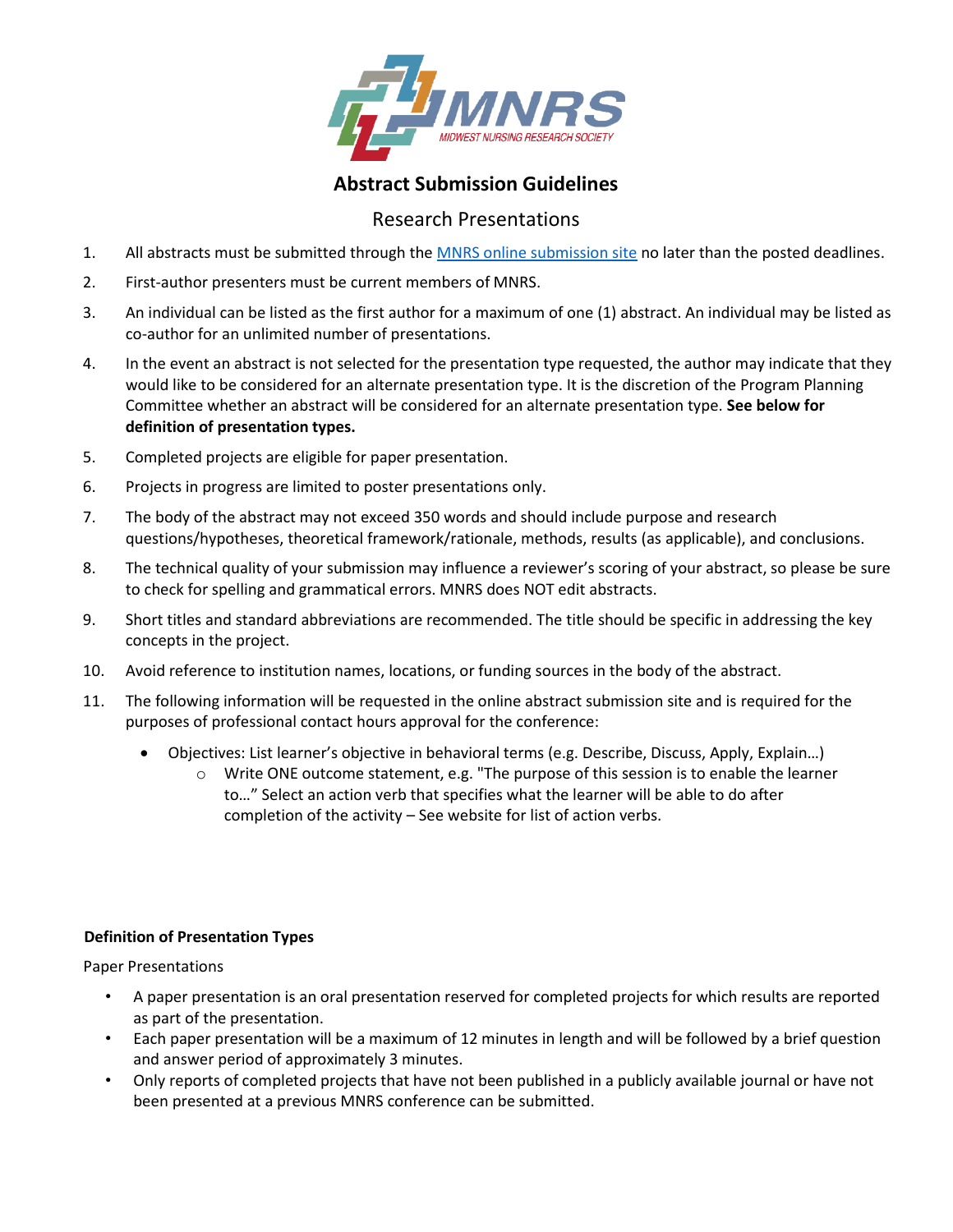# Abstract Submission Guidelines

## Research Presentations

1. All abstracts must be submitted through the [MNRS online submission site]() no later than the posted deadlines.
2. First-author presenters must be current members of MNRS.
3. An individual can be listed as the first author for a maximum of one (1) abstract. An individual may be listed as co-author for an unlimited number of presentations.
4. In the event an abstract is not selected for the presentation type requested, the author may indicate that they would like to be considered for an alternate presentation type. It is the discretion of the Program Planning Committee whether an abstract will be considered for an alternate presentation type. **See below for definition of presentation types.**
5. Completed projects are eligible for paper presentation.
6. Projects in progress are limited to poster presentations only.
7. The body of the abstract may not exceed 350 words and should include purpose and research questions/hypotheses, theoretical framework/rationale, methods, results (as applicable), and conclusions.
8. The technical quality of your submission may influence a reviewer's scoring of your abstract, so please be sure to check for spelling and grammatical errors. MNRS does NOT edit abstracts.
9. Short titles and standard abbreviations are recommended. The title should be specific in addressing the key concepts in the project.
10. Avoid reference to institution names, locations, or funding sources in the body of the abstract.
11. The following information will be requested in the online abstract submission site and is required for the purposes of professional contact hours approval for the conference:
    - Objectives: List learner's objective in behavioral terms (e.g. Describe, Discuss, Apply, Explain…)
      - Write ONE outcome statement, e.g. "The purpose of this session is to enable the learner to…" Select an action verb that specifies what the learner will be able to do after completion of the activity – See website for list of action verbs.

**Definition of Presentation Types**

Paper Presentations

- A paper presentation is an oral presentation reserved for completed projects for which results are reported as part of the presentation.
- Each paper presentation will be a maximum of 12 minutes in length and will be followed by a brief question and answer period of approximately 3 minutes.
- Only reports of completed projects that have not been published in a publicly available journal or have not been presented at a previous MNRS conference can be submitted.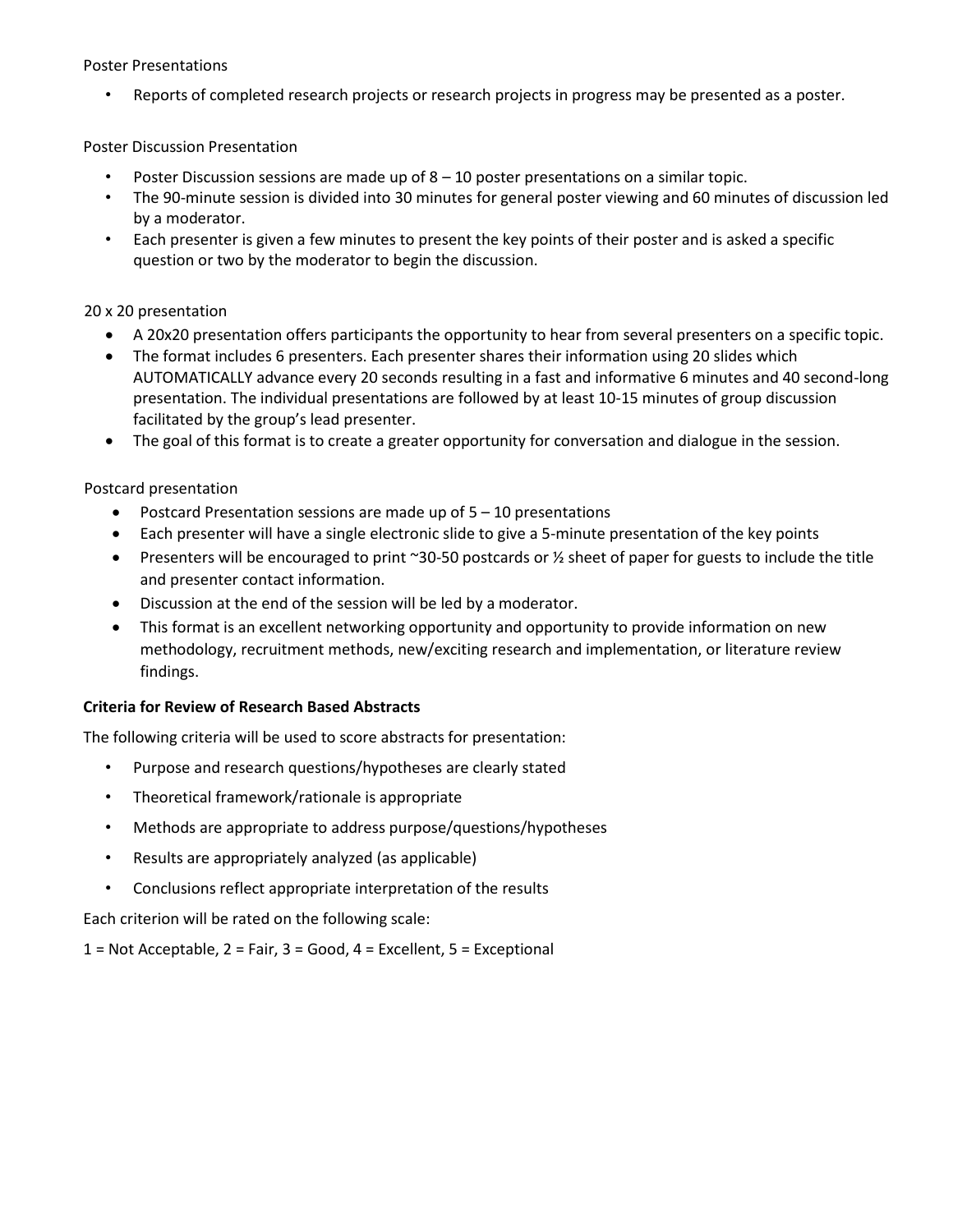Poster Presentations

- Reports of completed research projects or research projects in progress may be presented as a poster.

Poster Discussion Presentation

- Poster Discussion sessions are made up of 8 – 10 poster presentations on a similar topic.
- The 90-minute session is divided into 30 minutes for general poster viewing and 60 minutes of discussion led by a moderator.
- Each presenter is given a few minutes to present the key points of their poster and is asked a specific question or two by the moderator to begin the discussion.

20 x 20 presentation

- A 20x20 presentation offers participants the opportunity to hear from several presenters on a specific topic.
- The format includes 6 presenters. Each presenter shares their information using 20 slides which AUTOMATICALLY advance every 20 seconds resulting in a fast and informative 6 minutes and 40 second-long presentation. The individual presentations are followed by at least 10-15 minutes of group discussion facilitated by the group's lead presenter.
- The goal of this format is to create a greater opportunity for conversation and dialogue in the session.

Postcard presentation

- Postcard Presentation sessions are made up of 5 – 10 presentations
- Each presenter will have a single electronic slide to give a 5-minute presentation of the key points
- Presenters will be encouraged to print ~30-50 postcards or ½ sheet of paper for guests to include the title and presenter contact information.
- Discussion at the end of the session will be led by a moderator.
- This format is an excellent networking opportunity and opportunity to provide information on new methodology, recruitment methods, new/exciting research and implementation, or literature review findings.

**Criteria for Review of Research Based Abstracts**

The following criteria will be used to score abstracts for presentation:

- Purpose and research questions/hypotheses are clearly stated
- Theoretical framework/rationale is appropriate
- Methods are appropriate to address purpose/questions/hypotheses
- Results are appropriately analyzed (as applicable)
- Conclusions reflect appropriate interpretation of the results

Each criterion will be rated on the following scale:

1 = Not Acceptable, 2 = Fair, 3 = Good, 4 = Excellent, 5 = Exceptional